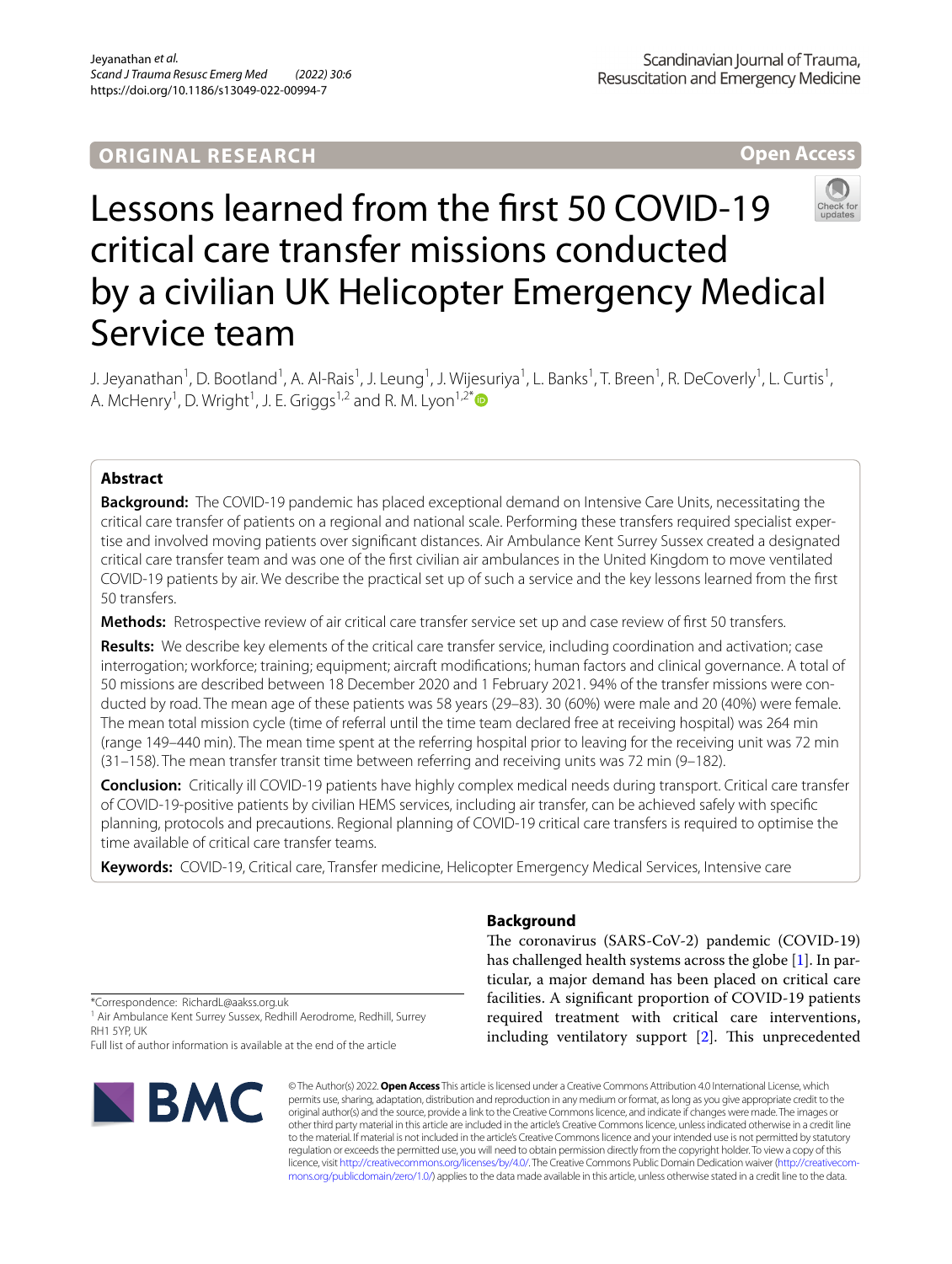ORIGINAL RESEARCH

Open Access

# Lessons learned from the first 50 COVID-19 critical care transfer missions conducted by a civilian UK Helicopter Emergency Medical Service team

J. Jeyanathan[1], D. Bootland[1], A. Al-Rais[1], J. Leung[1], J. Wijesuriya[1], L. Banks[1], T. Breen[1], R. DeCoverly[1], L. Curtis[1], A. McHenry[1], D. Wright[1], J. E. Griggs[1,2] and R. M. Lyon[1,2*]

## Abstract

**Background:** The COVID-19 pandemic has placed exceptional demand on Intensive Care Units, necessitating the critical care transfer of patients on a regional and national scale. Performing these transfers required specialist expertise and involved moving patients over significant distances. Air Ambulance Kent Surrey Sussex created a designated critical care transfer team and was one of the first civilian air ambulances in the United Kingdom to move ventilated COVID-19 patients by air. We describe the practical set up of such a service and the key lessons learned from the first 50 transfers.

**Methods:** Retrospective review of air critical care transfer service set up and case review of first 50 transfers.

**Results:** We describe key elements of the critical care transfer service, including coordination and activation; case interrogation; workforce; training; equipment; aircraft modifications; human factors and clinical governance. A total of 50 missions are described between 18 December 2020 and 1 February 2021. 94% of the transfer missions were conducted by road. The mean age of these patients was 58 years (29–83). 30 (60%) were male and 20 (40%) were female. The mean total mission cycle (time of referral until the time team declared free at receiving hospital) was 264 min (range 149–440 min). The mean time spent at the referring hospital prior to leaving for the receiving unit was 72 min (31–158). The mean transfer transit time between referring and receiving units was 72 min (9–182).

**Conclusion:** Critically ill COVID-19 patients have highly complex medical needs during transport. Critical care transfer of COVID-19-positive patients by civilian HEMS services, including air transfer, can be achieved safely with specific planning, protocols and precautions. Regional planning of COVID-19 critical care transfers is required to optimise the time available of critical care transfer teams.

**Keywords:** COVID-19, Critical care, Transfer medicine, Helicopter Emergency Medical Services, Intensive care

*Correspondence: RichardL@aakss.org.uk

[1] Air Ambulance Kent Surrey Sussex, Redhill Aerodrome, Redhill, Surrey RH1 5YP, UK

Full list of author information is available at the end of the article

## Background

The coronavirus (SARS-CoV-2) pandemic (COVID-19) has challenged health systems across the globe [1]. In particular, a major demand has been placed on critical care facilities. A significant proportion of COVID-19 patients required treatment with critical care interventions, including ventilatory support [2]. This unprecedented

© The Author(s) 2022. **Open Access** This article is licensed under a Creative Commons Attribution 4.0 International License, which permits use, sharing, adaptation, distribution and reproduction in any medium or format, as long as you give appropriate credit to the original author(s) and the source, provide a link to the Creative Commons licence, and indicate if changes were made. The images or other third party material in this article are included in the article's Creative Commons licence, unless indicated otherwise in a credit line to the material. If material is not included in the article's Creative Commons licence and your intended use is not permitted by statutory regulation or exceeds the permitted use, you will need to obtain permission directly from the copyright holder. To view a copy of this licence, visit http://creativecommons.org/licenses/by/4.0/. The Creative Commons Public Domain Dedication waiver (http://creativecommons.org/publicdomain/zero/1.0/) applies to the data made available in this article, unless otherwise stated in a credit line to the data.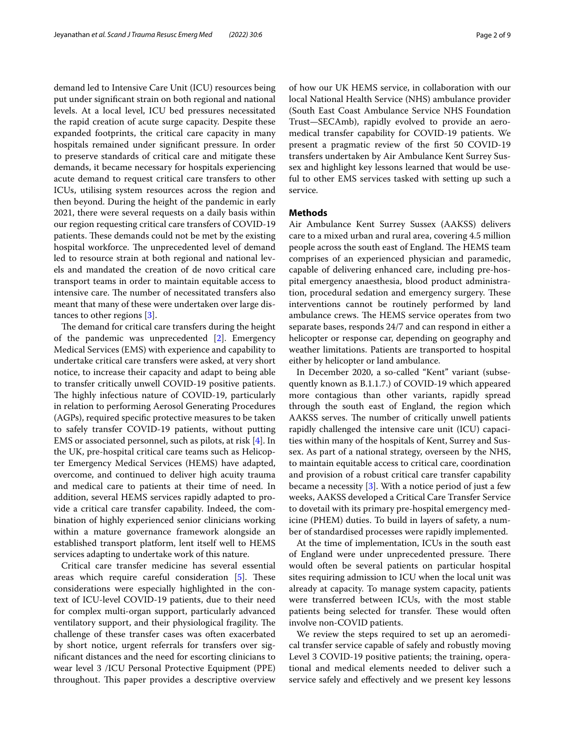demand led to Intensive Care Unit (ICU) resources being put under significant strain on both regional and national levels. At a local level, ICU bed pressures necessitated the rapid creation of acute surge capacity. Despite these expanded footprints, the critical care capacity in many hospitals remained under significant pressure. In order to preserve standards of critical care and mitigate these demands, it became necessary for hospitals experiencing acute demand to request critical care transfers to other ICUs, utilising system resources across the region and then beyond. During the height of the pandemic in early 2021, there were several requests on a daily basis within our region requesting critical care transfers of COVID-19 patients. These demands could not be met by the existing hospital workforce. The unprecedented level of demand led to resource strain at both regional and national levels and mandated the creation of de novo critical care transport teams in order to maintain equitable access to intensive care. The number of necessitated transfers also meant that many of these were undertaken over large distances to other regions [3].

The demand for critical care transfers during the height of the pandemic was unprecedented [2]. Emergency Medical Services (EMS) with experience and capability to undertake critical care transfers were asked, at very short notice, to increase their capacity and adapt to being able to transfer critically unwell COVID-19 positive patients. The highly infectious nature of COVID-19, particularly in relation to performing Aerosol Generating Procedures (AGPs), required specific protective measures to be taken to safely transfer COVID-19 patients, without putting EMS or associated personnel, such as pilots, at risk [4]. In the UK, pre-hospital critical care teams such as Helicopter Emergency Medical Services (HEMS) have adapted, overcome, and continued to deliver high acuity trauma and medical care to patients at their time of need. In addition, several HEMS services rapidly adapted to provide a critical care transfer capability. Indeed, the combination of highly experienced senior clinicians working within a mature governance framework alongside an established transport platform, lent itself well to HEMS services adapting to undertake work of this nature.

Critical care transfer medicine has several essential areas which require careful consideration [5]. These considerations were especially highlighted in the context of ICU-level COVID-19 patients, due to their need for complex multi-organ support, particularly advanced ventilatory support, and their physiological fragility. The challenge of these transfer cases was often exacerbated by short notice, urgent referrals for transfers over significant distances and the need for escorting clinicians to wear level 3 /ICU Personal Protective Equipment (PPE) throughout. This paper provides a descriptive overview of how our UK HEMS service, in collaboration with our local National Health Service (NHS) ambulance provider (South East Coast Ambulance Service NHS Foundation Trust—SECAmb), rapidly evolved to provide an aeromedical transfer capability for COVID-19 patients. We present a pragmatic review of the first 50 COVID-19 transfers undertaken by Air Ambulance Kent Surrey Sussex and highlight key lessons learned that would be useful to other EMS services tasked with setting up such a service.

## Methods

Air Ambulance Kent Surrey Sussex (AAKSS) delivers care to a mixed urban and rural area, covering 4.5 million people across the south east of England. The HEMS team comprises of an experienced physician and paramedic, capable of delivering enhanced care, including pre-hospital emergency anaesthesia, blood product administration, procedural sedation and emergency surgery. These interventions cannot be routinely performed by land ambulance crews. The HEMS service operates from two separate bases, responds 24/7 and can respond in either a helicopter or response car, depending on geography and weather limitations. Patients are transported to hospital either by helicopter or land ambulance.

In December 2020, a so-called "Kent" variant (subsequently known as B.1.1.7.) of COVID-19 which appeared more contagious than other variants, rapidly spread through the south east of England, the region which AAKSS serves. The number of critically unwell patients rapidly challenged the intensive care unit (ICU) capacities within many of the hospitals of Kent, Surrey and Sussex. As part of a national strategy, overseen by the NHS, to maintain equitable access to critical care, coordination and provision of a robust critical care transfer capability became a necessity [3]. With a notice period of just a few weeks, AAKSS developed a Critical Care Transfer Service to dovetail with its primary pre-hospital emergency medicine (PHEM) duties. To build in layers of safety, a number of standardised processes were rapidly implemented.

At the time of implementation, ICUs in the south east of England were under unprecedented pressure. There would often be several patients on particular hospital sites requiring admission to ICU when the local unit was already at capacity. To manage system capacity, patients were transferred between ICUs, with the most stable patients being selected for transfer. These would often involve non-COVID patients.

We review the steps required to set up an aeromedical transfer service capable of safely and robustly moving Level 3 COVID-19 positive patients; the training, operational and medical elements needed to deliver such a service safely and effectively and we present key lessons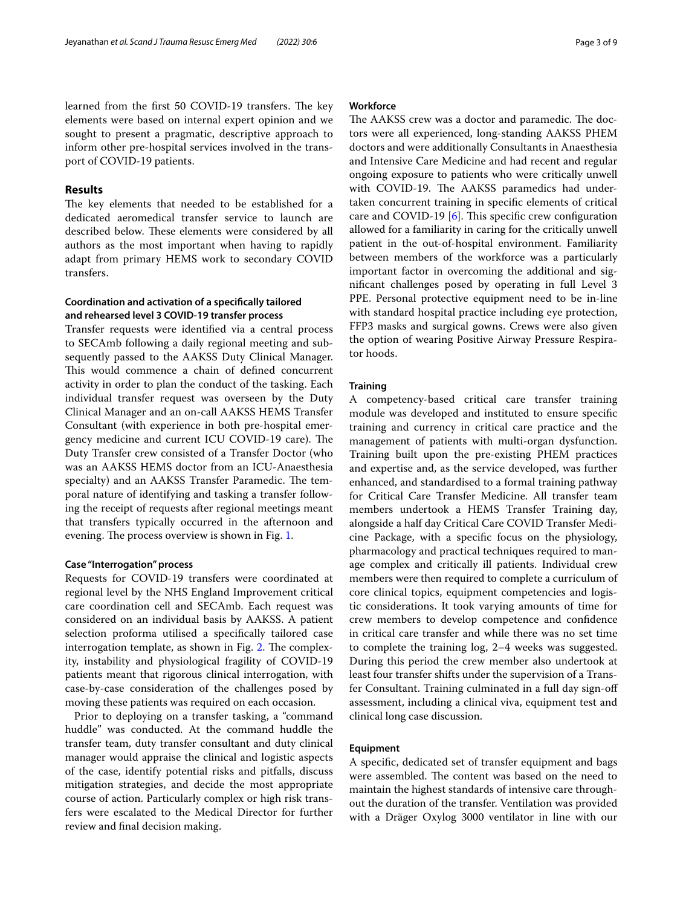learned from the first 50 COVID-19 transfers. The key elements were based on internal expert opinion and we sought to present a pragmatic, descriptive approach to inform other pre-hospital services involved in the transport of COVID-19 patients.

## Results

The key elements that needed to be established for a dedicated aeromedical transfer service to launch are described below. These elements were considered by all authors as the most important when having to rapidly adapt from primary HEMS work to secondary COVID transfers.

### Coordination and activation of a specifically tailored and rehearsed level 3 COVID-19 transfer process

Transfer requests were identified via a central process to SECAmb following a daily regional meeting and subsequently passed to the AAKSS Duty Clinical Manager. This would commence a chain of defined concurrent activity in order to plan the conduct of the tasking. Each individual transfer request was overseen by the Duty Clinical Manager and an on-call AAKSS HEMS Transfer Consultant (with experience in both pre-hospital emergency medicine and current ICU COVID-19 care). The Duty Transfer crew consisted of a Transfer Doctor (who was an AAKSS HEMS doctor from an ICU-Anaesthesia specialty) and an AAKSS Transfer Paramedic. The temporal nature of identifying and tasking a transfer following the receipt of requests after regional meetings meant that transfers typically occurred in the afternoon and evening. The process overview is shown in Fig. 1.

#### Case "Interrogation" process

Requests for COVID-19 transfers were coordinated at regional level by the NHS England Improvement critical care coordination cell and SECAmb. Each request was considered on an individual basis by AAKSS. A patient selection proforma utilised a specifically tailored case interrogation template, as shown in Fig. 2. The complexity, instability and physiological fragility of COVID-19 patients meant that rigorous clinical interrogation, with case-by-case consideration of the challenges posed by moving these patients was required on each occasion.

Prior to deploying on a transfer tasking, a "command huddle" was conducted. At the command huddle the transfer team, duty transfer consultant and duty clinical manager would appraise the clinical and logistic aspects of the case, identify potential risks and pitfalls, discuss mitigation strategies, and decide the most appropriate course of action. Particularly complex or high risk transfers were escalated to the Medical Director for further review and final decision making.

#### Workforce

The AAKSS crew was a doctor and paramedic. The doctors were all experienced, long-standing AAKSS PHEM doctors and were additionally Consultants in Anaesthesia and Intensive Care Medicine and had recent and regular ongoing exposure to patients who were critically unwell with COVID-19. The AAKSS paramedics had undertaken concurrent training in specific elements of critical care and COVID-19 [6]. This specific crew configuration allowed for a familiarity in caring for the critically unwell patient in the out-of-hospital environment. Familiarity between members of the workforce was a particularly important factor in overcoming the additional and significant challenges posed by operating in full Level 3 PPE. Personal protective equipment need to be in-line with standard hospital practice including eye protection, FFP3 masks and surgical gowns. Crews were also given the option of wearing Positive Airway Pressure Respirator hoods.

#### Training

A competency-based critical care transfer training module was developed and instituted to ensure specific training and currency in critical care practice and the management of patients with multi-organ dysfunction. Training built upon the pre-existing PHEM practices and expertise and, as the service developed, was further enhanced, and standardised to a formal training pathway for Critical Care Transfer Medicine. All transfer team members undertook a HEMS Transfer Training day, alongside a half day Critical Care COVID Transfer Medicine Package, with a specific focus on the physiology, pharmacology and practical techniques required to manage complex and critically ill patients. Individual crew members were then required to complete a curriculum of core clinical topics, equipment competencies and logistic considerations. It took varying amounts of time for crew members to develop competence and confidence in critical care transfer and while there was no set time to complete the training log, 2–4 weeks was suggested. During this period the crew member also undertook at least four transfer shifts under the supervision of a Transfer Consultant. Training culminated in a full day sign-off assessment, including a clinical viva, equipment test and clinical long case discussion.

#### Equipment

A specific, dedicated set of transfer equipment and bags were assembled. The content was based on the need to maintain the highest standards of intensive care throughout the duration of the transfer. Ventilation was provided with a Dräger Oxylog 3000 ventilator in line with our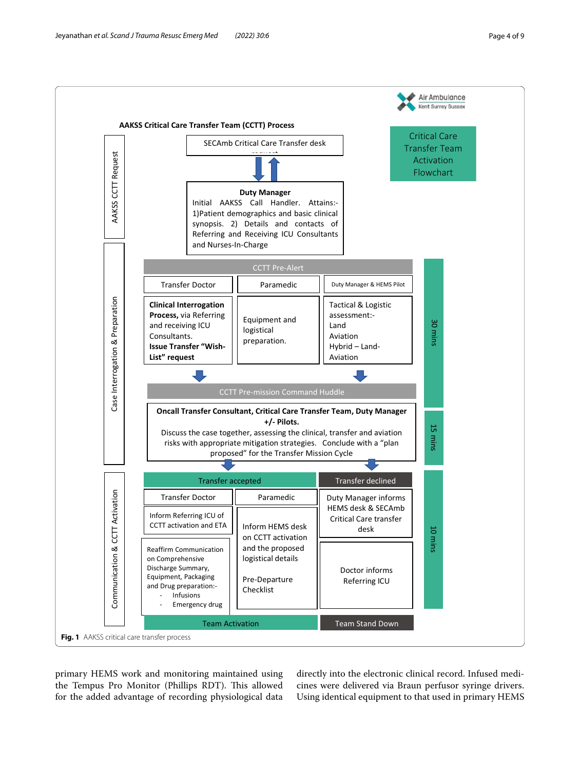**AAKSS Critical Care Transfer Team (CCTT) Process**

**Critical Care Transfer Team Activation Flowchart**

**AAKSS CCTT Request**

SECAmb Critical Care Transfer desk request

**Duty Manager**
Initial AAKSS Call Handler. Attains:- 1)Patient demographics and basic clinical synopsis. 2) Details and contacts of Referring and Receiving ICU Consultants and Nurses-In-Charge

**Case Interrogation & Preparation** (30 mins)

CCTT Pre-Alert

| Transfer Doctor | Paramedic | Duty Manager & HEMS Pilot |
| --- | --- | --- |
| **Clinical Interrogation Process,** via Referring and receiving ICU Consultants. **Issue Transfer "Wish-List" request** | Equipment and logistical preparation. | Tactical & Logistic assessment:- Land Aviation Hybrid – Land-Aviation |

CCTT Pre-mission Command Huddle (15 mins)

**Oncall Transfer Consultant, Critical Care Transfer Team, Duty Manager +/- Pilots.**
Discuss the case together, assessing the clinical, transfer and aviation risks with appropriate mitigation strategies. Conclude with a "plan proposed" for the Transfer Mission Cycle

**Communication & CCTT Activation** (10 mins)

Transfer accepted

| Transfer Doctor | Paramedic |
| --- | --- |
| Inform Referring ICU of CCTT activation and ETA | Inform HEMS desk on CCTT activation and the proposed logistical details |
| Reaffirm Communication on Comprehensive Discharge Summary, Equipment, Packaging and Drug preparation:- Infusions; Emergency drug | Pre-Departure Checklist |

Team Activation

Transfer declined

Duty Manager informs HEMS desk & SECAmb Critical Care transfer desk

Doctor informs Referring ICU

Team Stand Down

**Fig. 1** AAKSS critical care transfer process

primary HEMS work and monitoring maintained using the Tempus Pro Monitor (Phillips RDT). This allowed for the added advantage of recording physiological data directly into the electronic clinical record. Infused medicines were delivered via Braun perfusor syringe drivers. Using identical equipment to that used in primary HEMS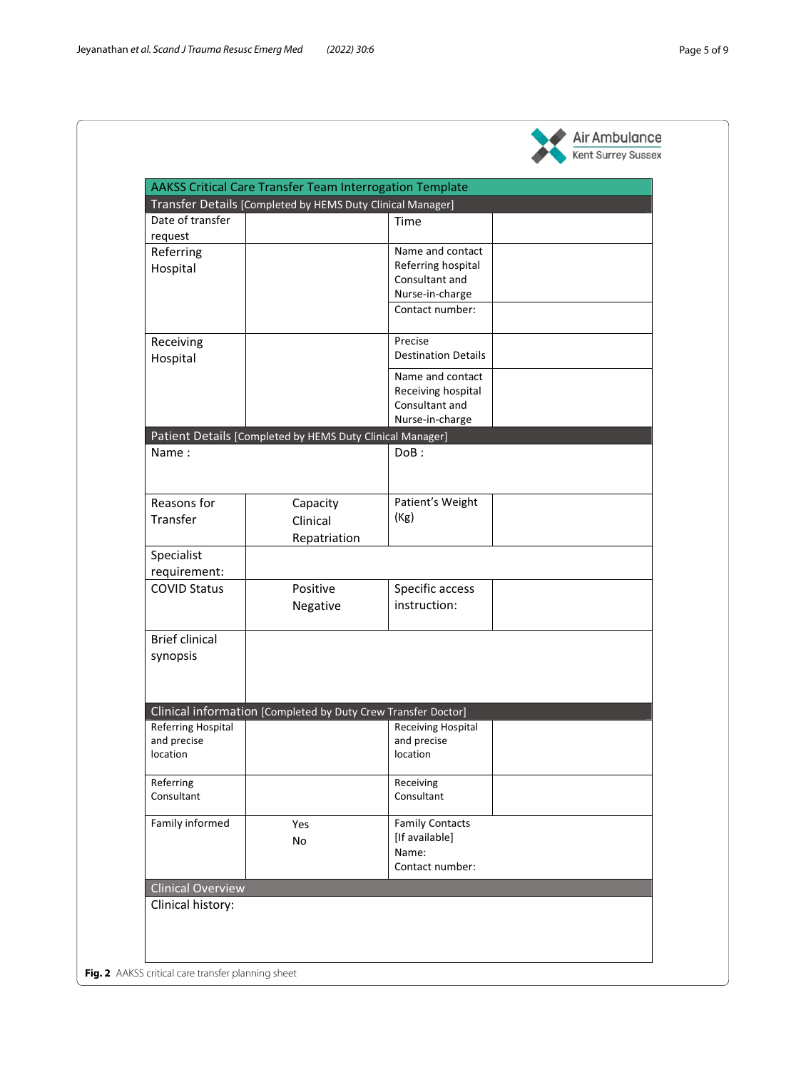Air Ambulance Kent Surrey Sussex

| AAKSS Critical Care Transfer Team Interrogation Template | | | |
|---|---|---|---|
| **Transfer Details** [Completed by HEMS Duty Clinical Manager] | | | |
| Date of transfer request | | Time | |
| Referring Hospital | | Name and contact Referring hospital Consultant and Nurse-in-charge | |
| | | Contact number: | |
| Receiving Hospital | | Precise Destination Details | |
| | | Name and contact Receiving hospital Consultant and Nurse-in-charge | |
| **Patient Details** [Completed by HEMS Duty Clinical Manager] | | | |
| Name : | | DoB : | |
| Reasons for Transfer | Capacity<br>Clinical<br>Repatriation | Patient's Weight (Kg) | |
| Specialist requirement: | | | |
| COVID Status | Positive<br>Negative | Specific access instruction: | |
| Brief clinical synopsis | | | |
| **Clinical information** [Completed by Duty Crew Transfer Doctor] | | | |
| Referring Hospital and precise location | | Receiving Hospital and precise location | |
| Referring Consultant | | Receiving Consultant | |
| Family informed | Yes<br>No | Family Contacts [If available]<br>Name:<br>Contact number: | |
| **Clinical Overview** | | | |
| Clinical history: | | | |

**Fig. 2** AAKSS critical care transfer planning sheet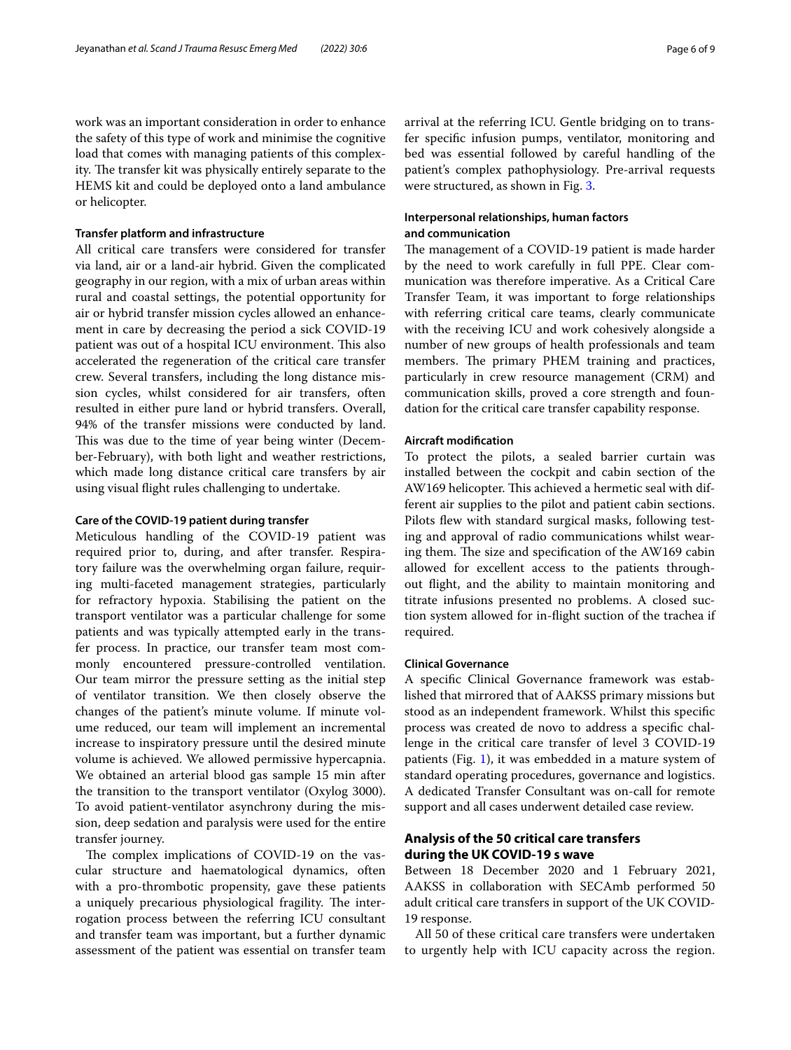work was an important consideration in order to enhance the safety of this type of work and minimise the cognitive load that comes with managing patients of this complexity. The transfer kit was physically entirely separate to the HEMS kit and could be deployed onto a land ambulance or helicopter.

#### Transfer platform and infrastructure

All critical care transfers were considered for transfer via land, air or a land-air hybrid. Given the complicated geography in our region, with a mix of urban areas within rural and coastal settings, the potential opportunity for air or hybrid transfer mission cycles allowed an enhancement in care by decreasing the period a sick COVID-19 patient was out of a hospital ICU environment. This also accelerated the regeneration of the critical care transfer crew. Several transfers, including the long distance mission cycles, whilst considered for air transfers, often resulted in either pure land or hybrid transfers. Overall, 94% of the transfer missions were conducted by land. This was due to the time of year being winter (December-February), with both light and weather restrictions, which made long distance critical care transfers by air using visual flight rules challenging to undertake.

#### Care of the COVID-19 patient during transfer

Meticulous handling of the COVID-19 patient was required prior to, during, and after transfer. Respiratory failure was the overwhelming organ failure, requiring multi-faceted management strategies, particularly for refractory hypoxia. Stabilising the patient on the transport ventilator was a particular challenge for some patients and was typically attempted early in the transfer process. In practice, our transfer team most commonly encountered pressure-controlled ventilation. Our team mirror the pressure setting as the initial step of ventilator transition. We then closely observe the changes of the patient's minute volume. If minute volume reduced, our team will implement an incremental increase to inspiratory pressure until the desired minute volume is achieved. We allowed permissive hypercapnia. We obtained an arterial blood gas sample 15 min after the transition to the transport ventilator (Oxylog 3000). To avoid patient-ventilator asynchrony during the mission, deep sedation and paralysis were used for the entire transfer journey.

The complex implications of COVID-19 on the vascular structure and haematological dynamics, often with a pro-thrombotic propensity, gave these patients a uniquely precarious physiological fragility. The interrogation process between the referring ICU consultant and transfer team was important, but a further dynamic assessment of the patient was essential on transfer team arrival at the referring ICU. Gentle bridging on to transfer specific infusion pumps, ventilator, monitoring and bed was essential followed by careful handling of the patient's complex pathophysiology. Pre-arrival requests were structured, as shown in Fig. 3.

#### Interpersonal relationships, human factors and communication

The management of a COVID-19 patient is made harder by the need to work carefully in full PPE. Clear communication was therefore imperative. As a Critical Care Transfer Team, it was important to forge relationships with referring critical care teams, clearly communicate with the receiving ICU and work cohesively alongside a number of new groups of health professionals and team members. The primary PHEM training and practices, particularly in crew resource management (CRM) and communication skills, proved a core strength and foundation for the critical care transfer capability response.

#### Aircraft modification

To protect the pilots, a sealed barrier curtain was installed between the cockpit and cabin section of the AW169 helicopter. This achieved a hermetic seal with different air supplies to the pilot and patient cabin sections. Pilots flew with standard surgical masks, following testing and approval of radio communications whilst wearing them. The size and specification of the AW169 cabin allowed for excellent access to the patients throughout flight, and the ability to maintain monitoring and titrate infusions presented no problems. A closed suction system allowed for in-flight suction of the trachea if required.

#### Clinical Governance

A specific Clinical Governance framework was established that mirrored that of AAKSS primary missions but stood as an independent framework. Whilst this specific process was created de novo to address a specific challenge in the critical care transfer of level 3 COVID-19 patients (Fig. 1), it was embedded in a mature system of standard operating procedures, governance and logistics. A dedicated Transfer Consultant was on-call for remote support and all cases underwent detailed case review.

## Analysis of the 50 critical care transfers during the UK COVID-19 s wave

Between 18 December 2020 and 1 February 2021, AAKSS in collaboration with SECAmb performed 50 adult critical care transfers in support of the UK COVID-19 response.

All 50 of these critical care transfers were undertaken to urgently help with ICU capacity across the region.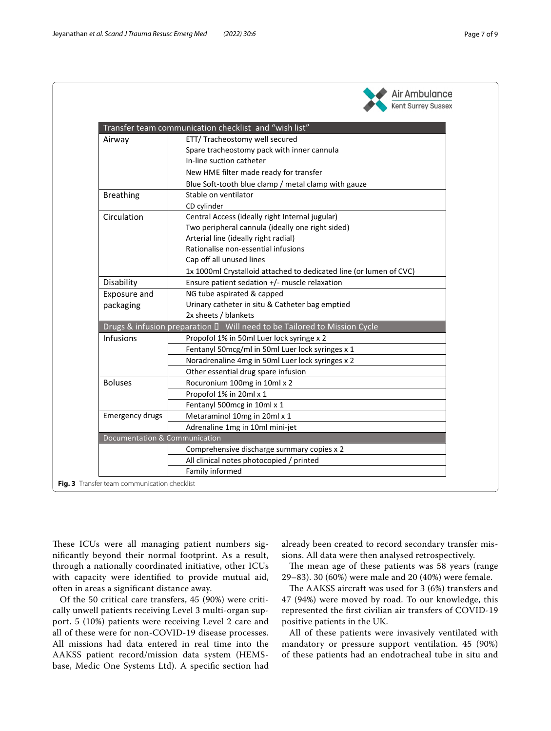Air Ambulance Kent Surrey Sussex

| Transfer team communication checklist and "wish list" | |
|---|---|
| Airway | ETT/ Tracheostomy well secured<br>Spare tracheostomy pack with inner cannula<br>In-line suction catheter<br>New HME filter made ready for transfer<br>Blue Soft-tooth blue clamp / metal clamp with gauze |
| Breathing | Stable on ventilator<br>CD cylinder |
| Circulation | Central Access (ideally right Internal jugular)<br>Two peripheral cannula (ideally one right sided)<br>Arterial line (ideally right radial)<br>Rationalise non-essential infusions<br>Cap off all unused lines<br>1x 1000ml Crystalloid attached to dedicated line (or lumen of CVC) |
| Disability | Ensure patient sedation +/- muscle relaxation |
| Exposure and packaging | NG tube aspirated & capped<br>Urinary catheter in situ & Catheter bag emptied<br>2x sheets / blankets |
| **Drugs & infusion preparation  Will need to be Tailored to Mission Cycle** | |
| Infusions | Propofol 1% in 50ml Luer lock syringe x 2 |
| | Fentanyl 50mcg/ml in 50ml Luer lock syringes x 1 |
| | Noradrenaline 4mg in 50ml Luer lock syringes x 2 |
| | Other essential drug spare infusion |
| Boluses | Rocuronium 100mg in 10ml x 2 |
| | Propofol 1% in 20ml x 1 |
| | Fentanyl 500mcg in 10ml x 1 |
| Emergency drugs | Metaraminol 10mg in 20ml x 1 |
| | Adrenaline 1mg in 10ml mini-jet |
| **Documentation & Communication** | |
| | Comprehensive discharge summary copies x 2 |
| | All clinical notes photocopied / printed |
| | Family informed |

**Fig. 3** Transfer team communication checklist

These ICUs were all managing patient numbers significantly beyond their normal footprint. As a result, through a nationally coordinated initiative, other ICUs with capacity were identified to provide mutual aid, often in areas a significant distance away.

Of the 50 critical care transfers, 45 (90%) were critically unwell patients receiving Level 3 multi-organ support. 5 (10%) patients were receiving Level 2 care and all of these were for non-COVID-19 disease processes. All missions had data entered in real time into the AAKSS patient record/mission data system (HEMSbase, Medic One Systems Ltd). A specific section had already been created to record secondary transfer missions. All data were then analysed retrospectively.

The mean age of these patients was 58 years (range 29–83). 30 (60%) were male and 20 (40%) were female.

The AAKSS aircraft was used for 3 (6%) transfers and 47 (94%) were moved by road. To our knowledge, this represented the first civilian air transfers of COVID-19 positive patients in the UK.

All of these patients were invasively ventilated with mandatory or pressure support ventilation. 45 (90%) of these patients had an endotracheal tube in situ and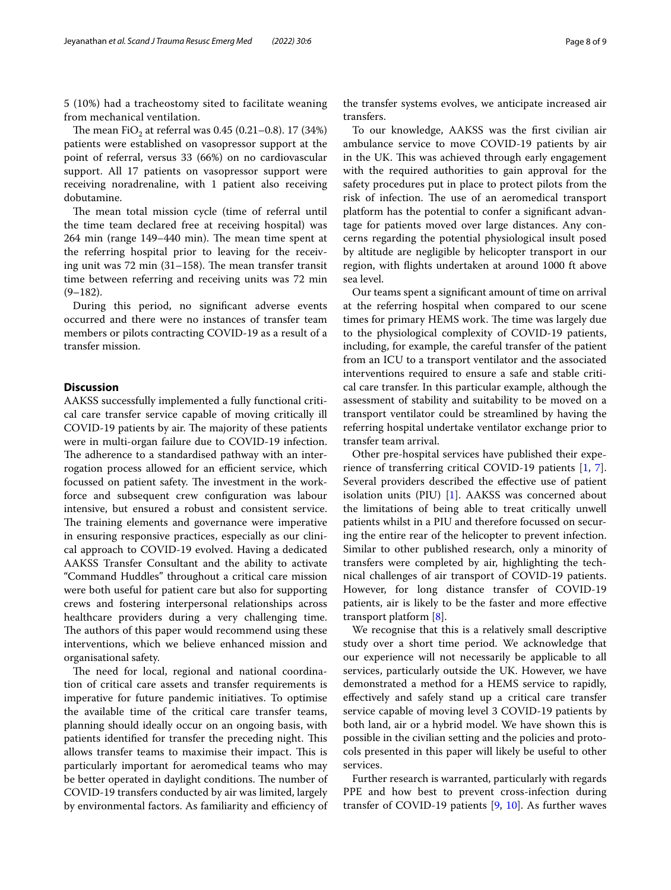5 (10%) had a tracheostomy sited to facilitate weaning from mechanical ventilation.

The mean $FiO_2$ at referral was 0.45 (0.21–0.8). 17 (34%) patients were established on vasopressor support at the point of referral, versus 33 (66%) on no cardiovascular support. All 17 patients on vasopressor support were receiving noradrenaline, with 1 patient also receiving dobutamine.

The mean total mission cycle (time of referral until the time team declared free at receiving hospital) was 264 min (range 149–440 min). The mean time spent at the referring hospital prior to leaving for the receiving unit was 72 min (31–158). The mean transfer transit time between referring and receiving units was 72 min (9–182).

During this period, no significant adverse events occurred and there were no instances of transfer team members or pilots contracting COVID-19 as a result of a transfer mission.

## Discussion

AAKSS successfully implemented a fully functional critical care transfer service capable of moving critically ill COVID-19 patients by air. The majority of these patients were in multi-organ failure due to COVID-19 infection. The adherence to a standardised pathway with an interrogation process allowed for an efficient service, which focussed on patient safety. The investment in the workforce and subsequent crew configuration was labour intensive, but ensured a robust and consistent service. The training elements and governance were imperative in ensuring responsive practices, especially as our clinical approach to COVID-19 evolved. Having a dedicated AAKSS Transfer Consultant and the ability to activate "Command Huddles" throughout a critical care mission were both useful for patient care but also for supporting crews and fostering interpersonal relationships across healthcare providers during a very challenging time. The authors of this paper would recommend using these interventions, which we believe enhanced mission and organisational safety.

The need for local, regional and national coordination of critical care assets and transfer requirements is imperative for future pandemic initiatives. To optimise the available time of the critical care transfer teams, planning should ideally occur on an ongoing basis, with patients identified for transfer the preceding night. This allows transfer teams to maximise their impact. This is particularly important for aeromedical teams who may be better operated in daylight conditions. The number of COVID-19 transfers conducted by air was limited, largely by environmental factors. As familiarity and efficiency of the transfer systems evolves, we anticipate increased air transfers.

To our knowledge, AAKSS was the first civilian air ambulance service to move COVID-19 patients by air in the UK. This was achieved through early engagement with the required authorities to gain approval for the safety procedures put in place to protect pilots from the risk of infection. The use of an aeromedical transport platform has the potential to confer a significant advantage for patients moved over large distances. Any concerns regarding the potential physiological insult posed by altitude are negligible by helicopter transport in our region, with flights undertaken at around 1000 ft above sea level.

Our teams spent a significant amount of time on arrival at the referring hospital when compared to our scene times for primary HEMS work. The time was largely due to the physiological complexity of COVID-19 patients, including, for example, the careful transfer of the patient from an ICU to a transport ventilator and the associated interventions required to ensure a safe and stable critical care transfer. In this particular example, although the assessment of stability and suitability to be moved on a transport ventilator could be streamlined by having the referring hospital undertake ventilator exchange prior to transfer team arrival.

Other pre-hospital services have published their experience of transferring critical COVID-19 patients [1, 7]. Several providers described the effective use of patient isolation units (PIU) [1]. AAKSS was concerned about the limitations of being able to treat critically unwell patients whilst in a PIU and therefore focussed on securing the entire rear of the helicopter to prevent infection. Similar to other published research, only a minority of transfers were completed by air, highlighting the technical challenges of air transport of COVID-19 patients. However, for long distance transfer of COVID-19 patients, air is likely to be the faster and more effective transport platform [8].

We recognise that this is a relatively small descriptive study over a short time period. We acknowledge that our experience will not necessarily be applicable to all services, particularly outside the UK. However, we have demonstrated a method for a HEMS service to rapidly, effectively and safely stand up a critical care transfer service capable of moving level 3 COVID-19 patients by both land, air or a hybrid model. We have shown this is possible in the civilian setting and the policies and protocols presented in this paper will likely be useful to other services.

Further research is warranted, particularly with regards PPE and how best to prevent cross-infection during transfer of COVID-19 patients [9, 10]. As further waves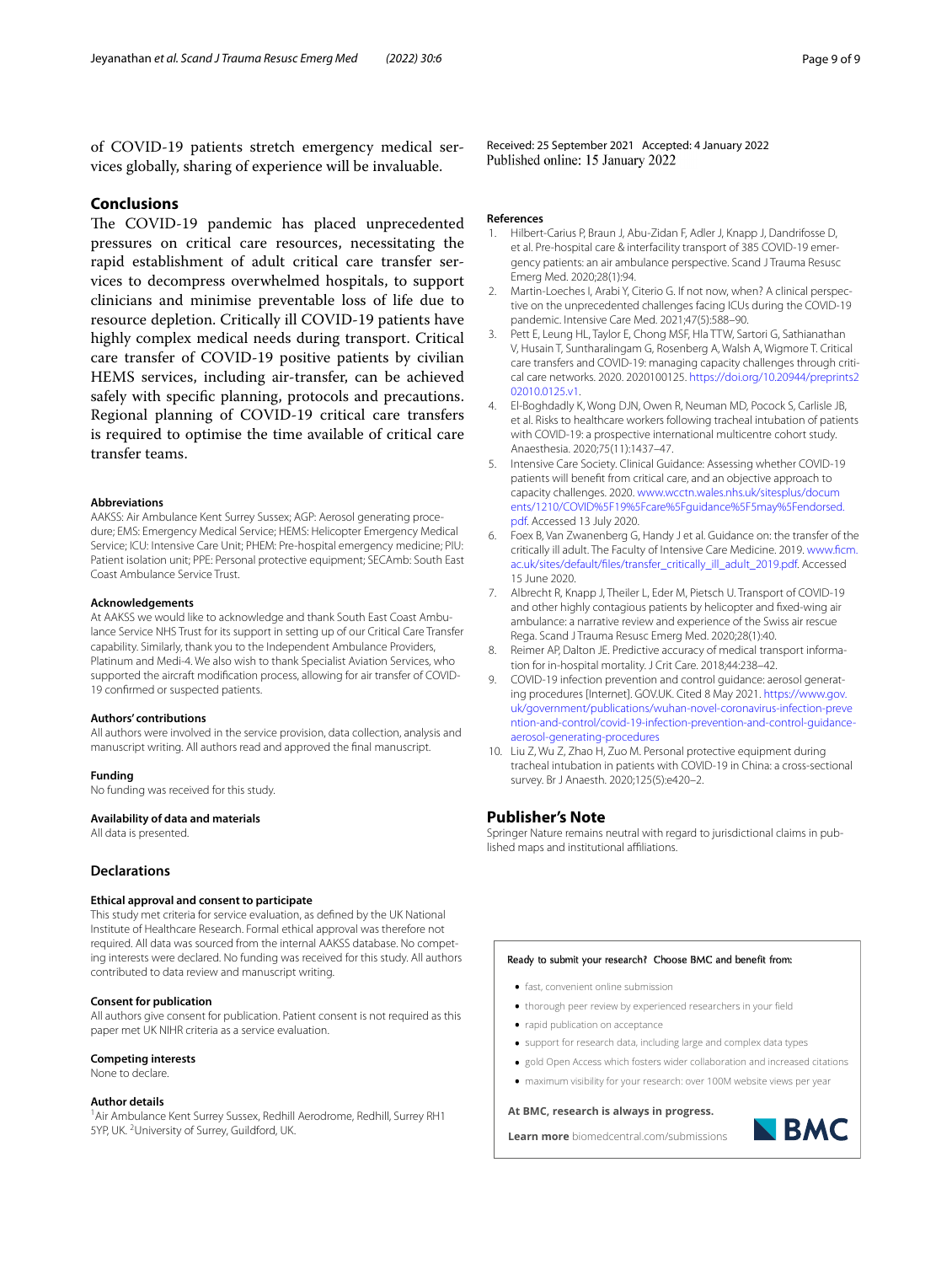of COVID-19 patients stretch emergency medical services globally, sharing of experience will be invaluable.

## Conclusions

The COVID-19 pandemic has placed unprecedented pressures on critical care resources, necessitating the rapid establishment of adult critical care transfer services to decompress overwhelmed hospitals, to support clinicians and minimise preventable loss of life due to resource depletion. Critically ill COVID-19 patients have highly complex medical needs during transport. Critical care transfer of COVID-19 positive patients by civilian HEMS services, including air-transfer, can be achieved safely with specific planning, protocols and precautions. Regional planning of COVID-19 critical care transfers is required to optimise the time available of critical care transfer teams.

#### Abbreviations

AAKSS: Air Ambulance Kent Surrey Sussex; AGP: Aerosol generating procedure; EMS: Emergency Medical Service; HEMS: Helicopter Emergency Medical Service; ICU: Intensive Care Unit; PHEM: Pre-hospital emergency medicine; PIU: Patient isolation unit; PPE: Personal protective equipment; SECAmb: South East Coast Ambulance Service Trust.

#### Acknowledgements

At AAKSS we would like to acknowledge and thank South East Coast Ambulance Service NHS Trust for its support in setting up of our Critical Care Transfer capability. Similarly, thank you to the Independent Ambulance Providers, Platinum and Medi-4. We also wish to thank Specialist Aviation Services, who supported the aircraft modification process, allowing for air transfer of COVID-19 confirmed or suspected patients.

#### Authors' contributions

All authors were involved in the service provision, data collection, analysis and manuscript writing. All authors read and approved the final manuscript.

#### Funding

No funding was received for this study.

#### Availability of data and materials

All data is presented.

### Declarations

#### Ethical approval and consent to participate

This study met criteria for service evaluation, as defined by the UK National Institute of Healthcare Research. Formal ethical approval was there not required. All data was sourced from the internal AAKSS database. No competing interests were declared. No funding was received for this study. All authors contributed to data review and manuscript writing.

#### Consent for publication

All authors give consent for publication. Patient consent is not required as this paper met UK NIHR criteria as a service evaluation.

#### Competing interests

None to declare.

#### Author details

[1]Air Ambulance Kent Surrey Sussex, Redhill Aerodrome, Redhill, Surrey RH1 5YP, UK. [2]University of Surrey, Guildford, UK.

Received: 25 September 2021 Accepted: 4 January 2022
Published online: 15 January 2022

#### References

1. Hilbert-Carius P, Braun J, Abu-Zidan F, Adler J, Knapp J, Dandrifosse D, et al. Pre-hospital care & interfacility transport of 385 COVID-19 emergency patients: an air ambulance perspective. Scand J Trauma Resusc Emerg Med. 2020;28(1):94.
2. Martin-Loeches I, Arabi Y, Citerio G. If not now, when? A clinical perspective on the unprecedented challenges facing ICUs during the COVID-19 pandemic. Intensive Care Med. 2021;47(5):588–90.
3. Pett E, Leung HL, Taylor E, Chong MSF, Hla TTW, Sartori G, Sathianathan V, Husain T, Suntharalingam G, Rosenberg A, Walsh A, Wigmore T. Critical care transfers and COVID-19: managing capacity challenges through critical care networks. 2020. 2020100125. https://doi.org/10.20944/preprints202010.0125.v1.
4. El-Boghdadly K, Wong DJN, Owen R, Neuman MD, Pocock S, Carlisle JB, et al. Risks to healthcare workers following tracheal intubation of patients with COVID-19: a prospective international multicentre cohort study. Anaesthesia. 2020;75(11):1437–47.
5. Intensive Care Society. Clinical Guidance: Assessing whether COVID-19 patients will benefit from critical care, and an objective approach to capacity challenges. 2020. www.wcctn.wales.nhs.uk/sitesplus/documents/1210/COVID%5F19%5Fcare%5Fguidance%5F5may%5Fendorsed.pdf. Accessed 13 July 2020.
6. Foex B, Van Zwanenberg G, Handy J et al. Guidance on: the transfer of the critically ill adult. The Faculty of Intensive Care Medicine. 2019. www.ficm.ac.uk/sites/default/files/transfer_critically_ill_adult_2019.pdf. Accessed 15 June 2020.
7. Albrecht R, Knapp J, Theiler L, Eder M, Pietsch U. Transport of COVID-19 and other highly contagious patients by helicopter and fixed-wing air ambulance: a narrative review and experience of the Swiss air rescue Rega. Scand J Trauma Resusc Emerg Med. 2020;28(1):40.
8. Reimer AP, Dalton JE. Predictive accuracy of medical transport information for in-hospital mortality. J Crit Care. 2018;44:238–42.
9. COVID-19 infection prevention and control guidance: aerosol generating procedures [Internet]. GOV.UK. Cited 8 May 2021. https://www.gov.uk/government/publications/wuhan-novel-coronavirus-infection-prevention-and-control/covid-19-infection-prevention-and-control-guidance-aerosol-generating-procedures
10. Liu Z, Wu Z, Zhao H, Zuo M. Personal protective equipment during tracheal intubation in patients with COVID-19 in China: a cross-sectional survey. Br J Anaesth. 2020;125(5):e420–2.

## Publisher's Note

Springer Nature remains neutral with regard to jurisdictional claims in published maps and institutional affiliations.

Ready to submit your research? Choose BMC and benefit from:

- fast, convenient online submission
- thorough peer review by experienced researchers in your field
- rapid publication on acceptance
- support for research data, including large and complex data types
- gold Open Access which fosters wider collaboration and increased citations
- maximum visibility for your research: over 100M website views per year

**At BMC, research is always in progress.**

**Learn more** biomedcentral.com/submissions

BMC